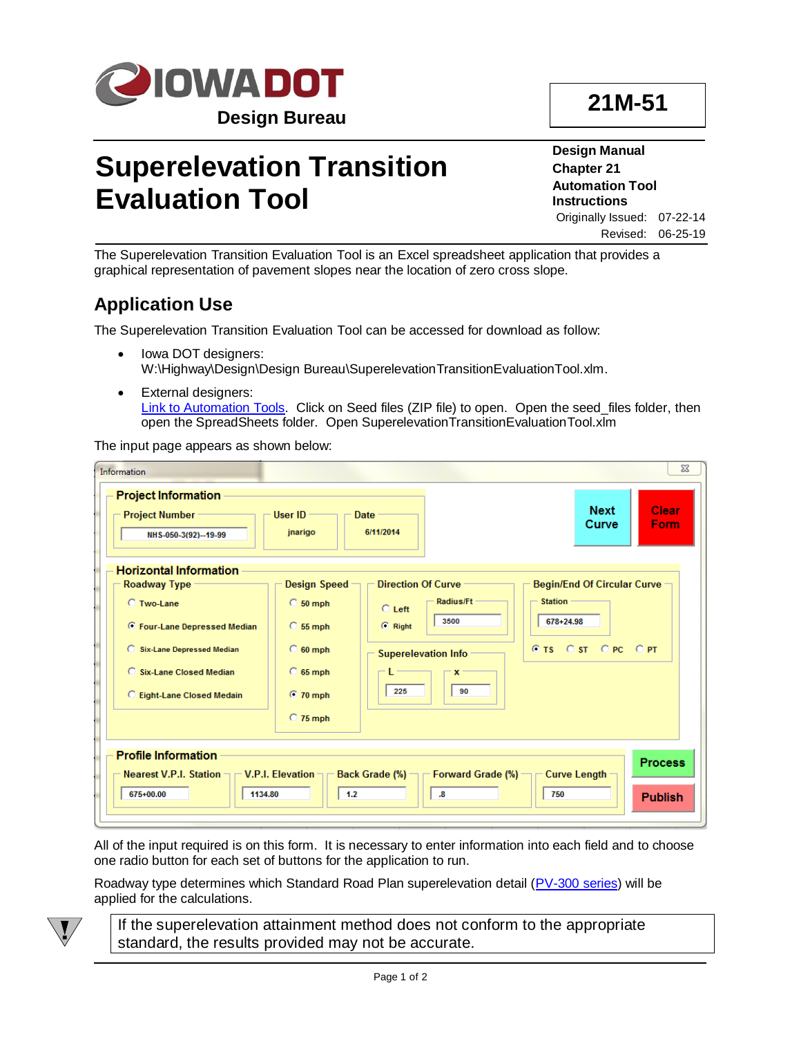**IOWADOT**

**Design Bureau**

**21M-51**

# Superelevation Transition Evaluation Tool

**Design Manual**
**Chapter 21**
**Automation Tool Instructions**
Originally Issued: 07-22-14
Revised: 06-25-19

The Superelevation Transition Evaluation Tool is an Excel spreadsheet application that provides a graphical representation of pavement slopes near the location of zero cross slope.

## Application Use

The Superelevation Transition Evaluation Tool can be accessed for download as follow:

- Iowa DOT designers:
  W:\Highway\Design\Design Bureau\SuperelevationTransitionEvaluationTool.xlm.
- External designers:
  Link to Automation Tools. Click on Seed files (ZIP file) to open. Open the seed_files folder, then open the SpreadSheets folder. Open SuperelevationTransitionEvaluationTool.xlm

The input page appears as shown below:

All of the input required is on this form. It is necessary to enter information into each field and to choose one radio button for each set of buttons for the application to run.

Roadway type determines which Standard Road Plan superelevation detail (PV-300 series) will be applied for the calculations.

> If the superelevation attainment method does not conform to the appropriate standard, the results provided may not be accurate.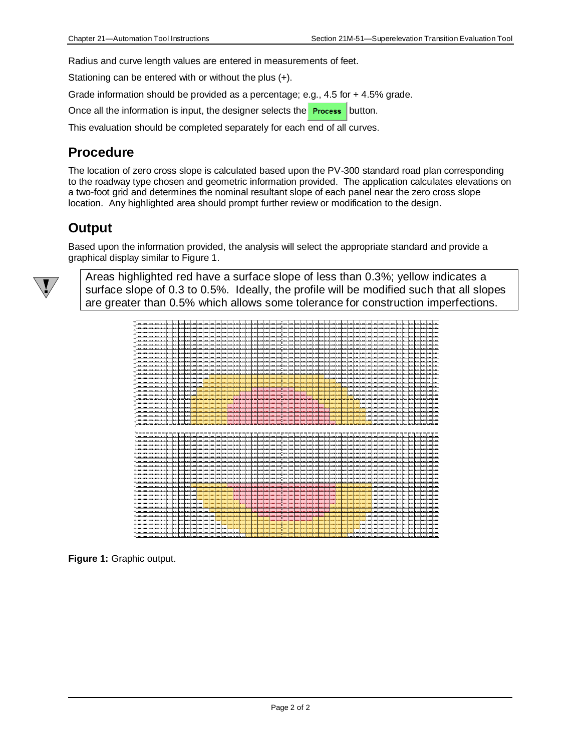Radius and curve length values are entered in measurements of feet.

Stationing can be entered with or without the plus (+).

Grade information should be provided as a percentage; e.g., 4.5 for + 4.5% grade.

Once all the information is input, the designer selects the **Process** button.

This evaluation should be completed separately for each end of all curves.

## Procedure

The location of zero cross slope is calculated based upon the PV-300 standard road plan corresponding to the roadway type chosen and geometric information provided. The application calculates elevations on a two-foot grid and determines the nominal resultant slope of each panel near the zero cross slope location. Any highlighted area should prompt further review or modification to the design.

## Output

Based upon the information provided, the analysis will select the appropriate standard and provide a graphical display similar to Figure 1.

> Areas highlighted red have a surface slope of less than 0.3%; yellow indicates a surface slope of 0.3 to 0.5%. Ideally, the profile will be modified such that all slopes are greater than 0.5% which allows some tolerance for construction imperfections.

**Figure 1:** Graphic output.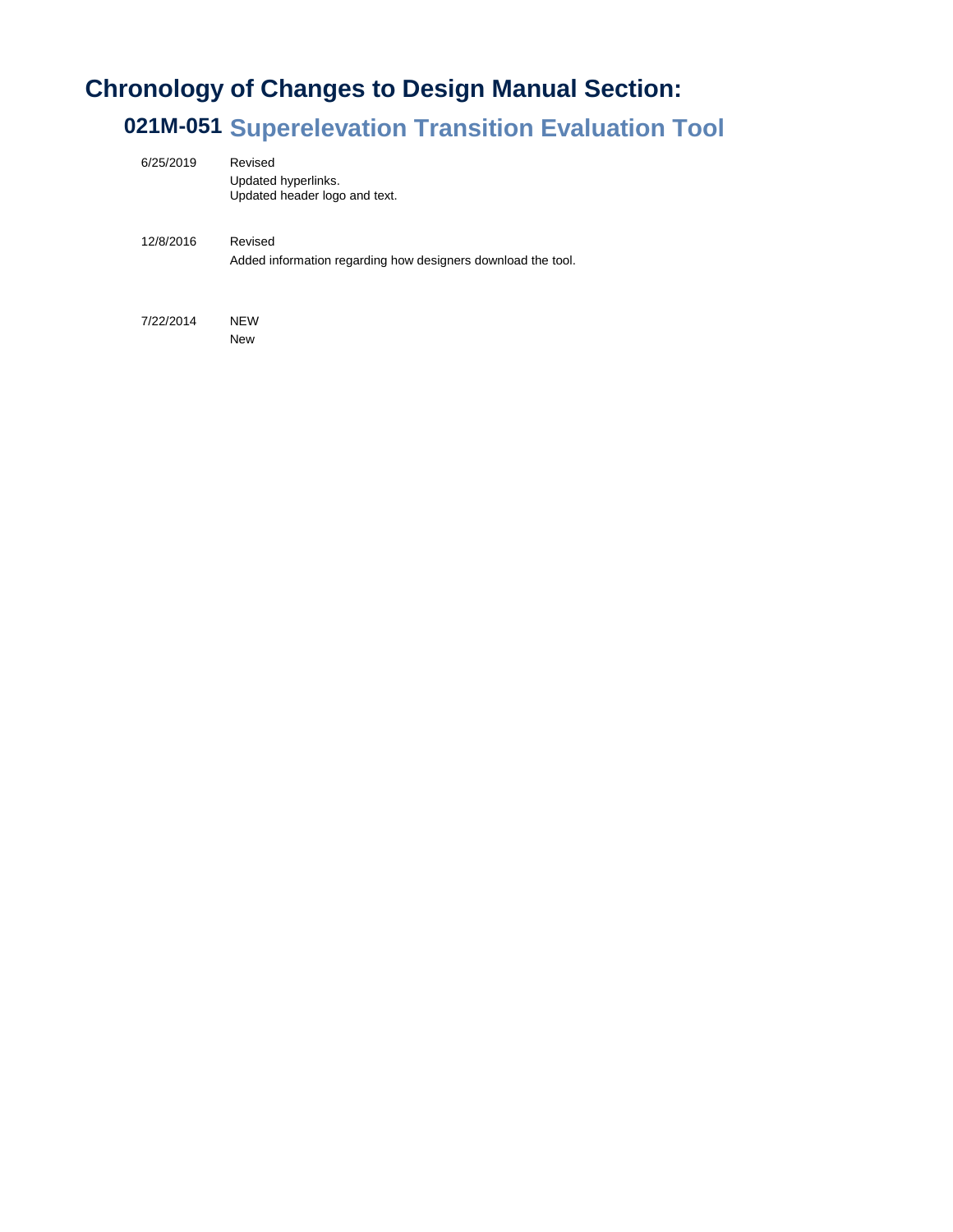# Chronology of Changes to Design Manual Section:

## 021M-051 Superelevation Transition Evaluation Tool

| | |
|---|---|
| 6/25/2019 | Revised<br>Updated hyperlinks.<br>Updated header logo and text. |
| 12/8/2016 | Revised<br>Added information regarding how designers download the tool. |
| 7/22/2014 | NEW<br>New |